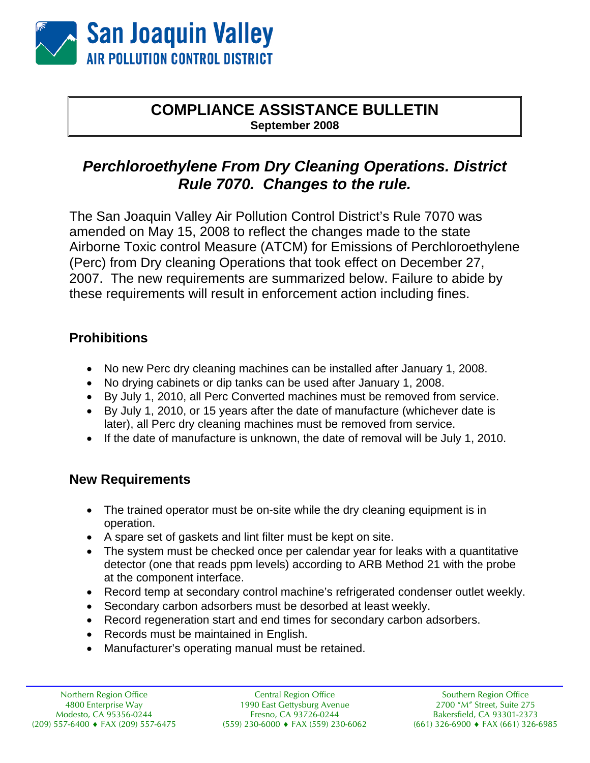San Joaquin Valley
AIR POLLUTION CONTROL DISTRICT

# COMPLIANCE ASSISTANCE BULLETIN

**September 2008**

## *Perchloroethylene From Dry Cleaning Operations. District Rule 7070. Changes to the rule.*

The San Joaquin Valley Air Pollution Control District's Rule 7070 was amended on May 15, 2008 to reflect the changes made to the state Airborne Toxic control Measure (ATCM) for Emissions of Perchloroethylene (Perc) from Dry cleaning Operations that took effect on December 27, 2007. The new requirements are summarized below. Failure to abide by these requirements will result in enforcement action including fines.

### Prohibitions

- No new Perc dry cleaning machines can be installed after January 1, 2008.
- No drying cabinets or dip tanks can be used after January 1, 2008.
- By July 1, 2010, all Perc Converted machines must be removed from service.
- By July 1, 2010, or 15 years after the date of manufacture (whichever date is later), all Perc dry cleaning machines must be removed from service.
- If the date of manufacture is unknown, the date of removal will be July 1, 2010.

### New Requirements

- The trained operator must be on-site while the dry cleaning equipment is in operation.
- A spare set of gaskets and lint filter must be kept on site.
- The system must be checked once per calendar year for leaks with a quantitative detector (one that reads ppm levels) according to ARB Method 21 with the probe at the component interface.
- Record temp at secondary control machine's refrigerated condenser outlet weekly.
- Secondary carbon adsorbers must be desorbed at least weekly.
- Record regeneration start and end times for secondary carbon adsorbers.
- Records must be maintained in English.
- Manufacturer's operating manual must be retained.

Northern Region Office
4800 Enterprise Way
Modesto, CA 95356-0244
(209) 557-6400 ♦ FAX (209) 557-6475

Central Region Office
1990 East Gettysburg Avenue
Fresno, CA 93726-0244
(559) 230-6000 ♦ FAX (559) 230-6062

Southern Region Office
2700 "M" Street, Suite 275
Bakersfield, CA 93301-2373
(661) 326-6900 ♦ FAX (661) 326-6985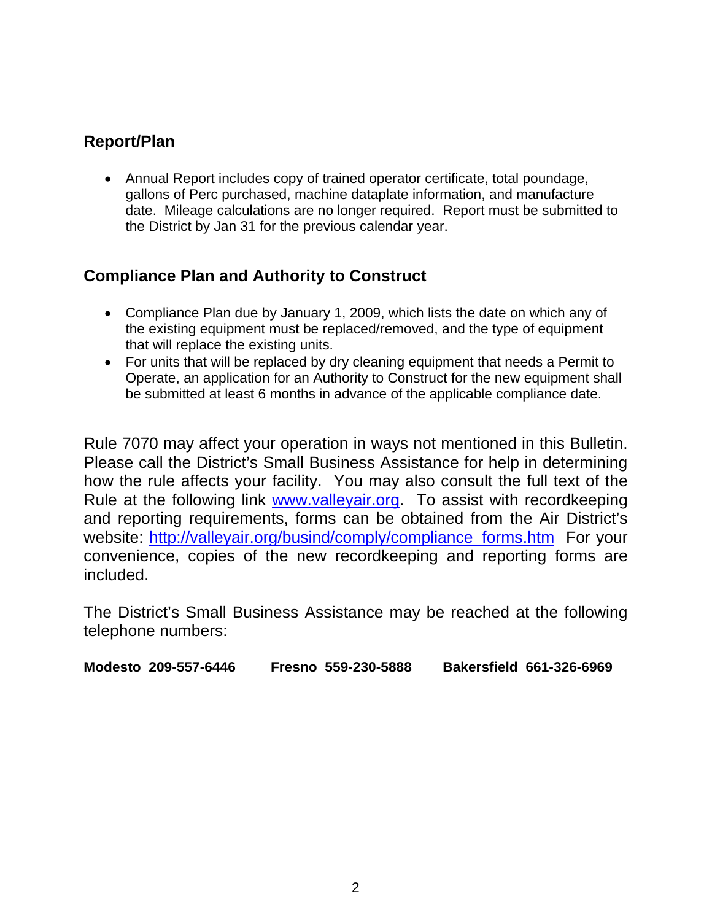## Report/Plan

- Annual Report includes copy of trained operator certificate, total poundage, gallons of Perc purchased, machine dataplate information, and manufacture date. Mileage calculations are no longer required. Report must be submitted to the District by Jan 31 for the previous calendar year.

## Compliance Plan and Authority to Construct

- Compliance Plan due by January 1, 2009, which lists the date on which any of the existing equipment must be replaced/removed, and the type of equipment that will replace the existing units.
- For units that will be replaced by dry cleaning equipment that needs a Permit to Operate, an application for an Authority to Construct for the new equipment shall be submitted at least 6 months in advance of the applicable compliance date.

Rule 7070 may affect your operation in ways not mentioned in this Bulletin. Please call the District's Small Business Assistance for help in determining how the rule affects your facility. You may also consult the full text of the Rule at the following link www.valleyair.org. To assist with recordkeeping and reporting requirements, forms can be obtained from the Air District's website: http://valleyair.org/busind/comply/compliance_forms.htm For your convenience, copies of the new recordkeeping and reporting forms are included.

The District's Small Business Assistance may be reached at the following telephone numbers:

**Modesto 209-557-6446  Fresno 559-230-5888  Bakersfield 661-326-6969**